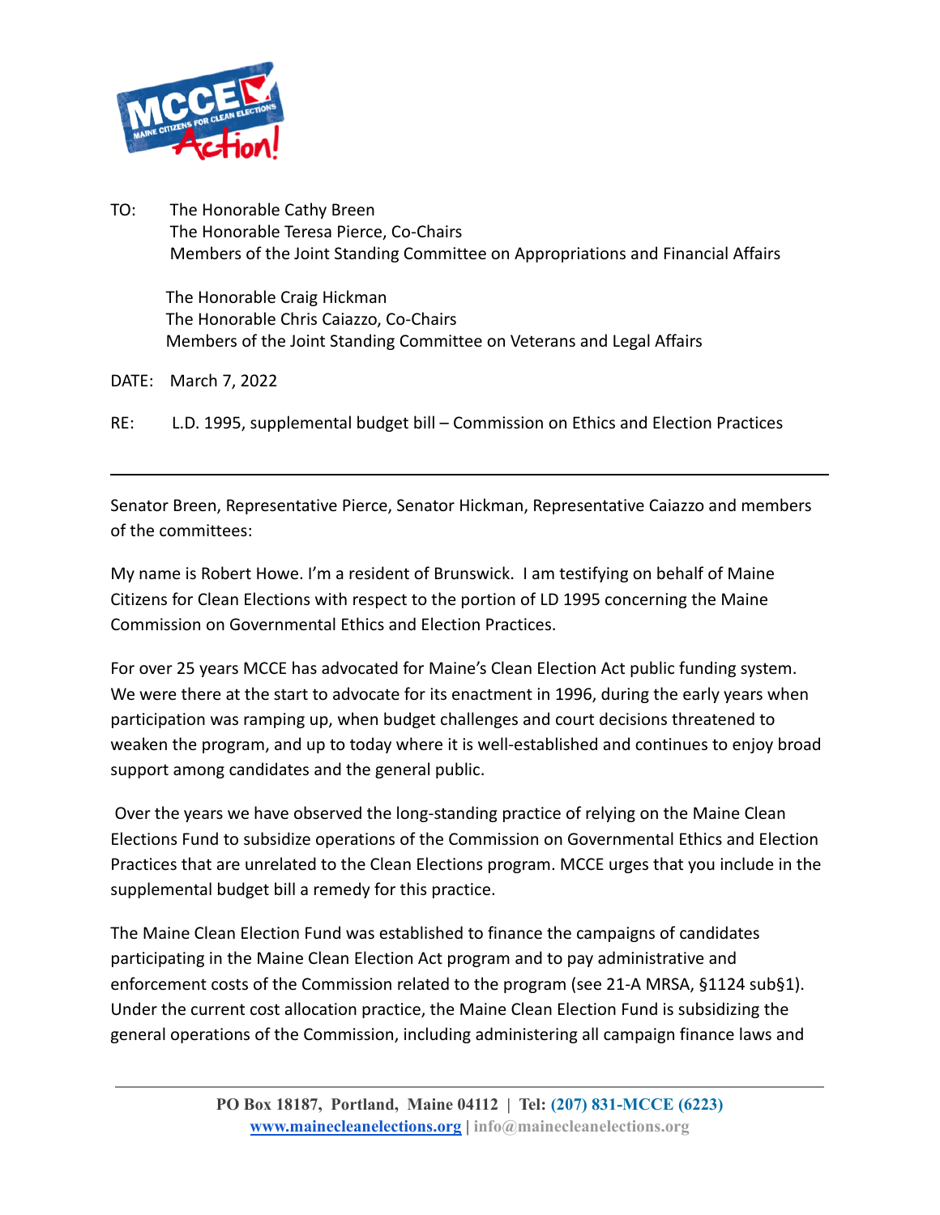TO: The Honorable Cathy Breen
The Honorable Teresa Pierce, Co-Chairs
Members of the Joint Standing Committee on Appropriations and Financial Affairs

The Honorable Craig Hickman
The Honorable Chris Caiazzo, Co-Chairs
Members of the Joint Standing Committee on Veterans and Legal Affairs

DATE: March 7, 2022

RE: L.D. 1995, supplemental budget bill – Commission on Ethics and Election Practices

---

Senator Breen, Representative Pierce, Senator Hickman, Representative Caiazzo and members of the committees:

My name is Robert Howe. I'm a resident of Brunswick. I am testifying on behalf of Maine Citizens for Clean Elections with respect to the portion of LD 1995 concerning the Maine Commission on Governmental Ethics and Election Practices.

For over 25 years MCCE has advocated for Maine's Clean Election Act public funding system. We were there at the start to advocate for its enactment in 1996, during the early years when participation was ramping up, when budget challenges and court decisions threatened to weaken the program, and up to today where it is well-established and continues to enjoy broad support among candidates and the general public.

Over the years we have observed the long-standing practice of relying on the Maine Clean Elections Fund to subsidize operations of the Commission on Governmental Ethics and Election Practices that are unrelated to the Clean Elections program. MCCE urges that you include in the supplemental budget bill a remedy for this practice.

The Maine Clean Election Fund was established to finance the campaigns of candidates participating in the Maine Clean Election Act program and to pay administrative and enforcement costs of the Commission related to the program (see 21-A MRSA, §1124 sub§1). Under the current cost allocation practice, the Maine Clean Election Fund is subsidizing the general operations of the Commission, including administering all campaign finance laws and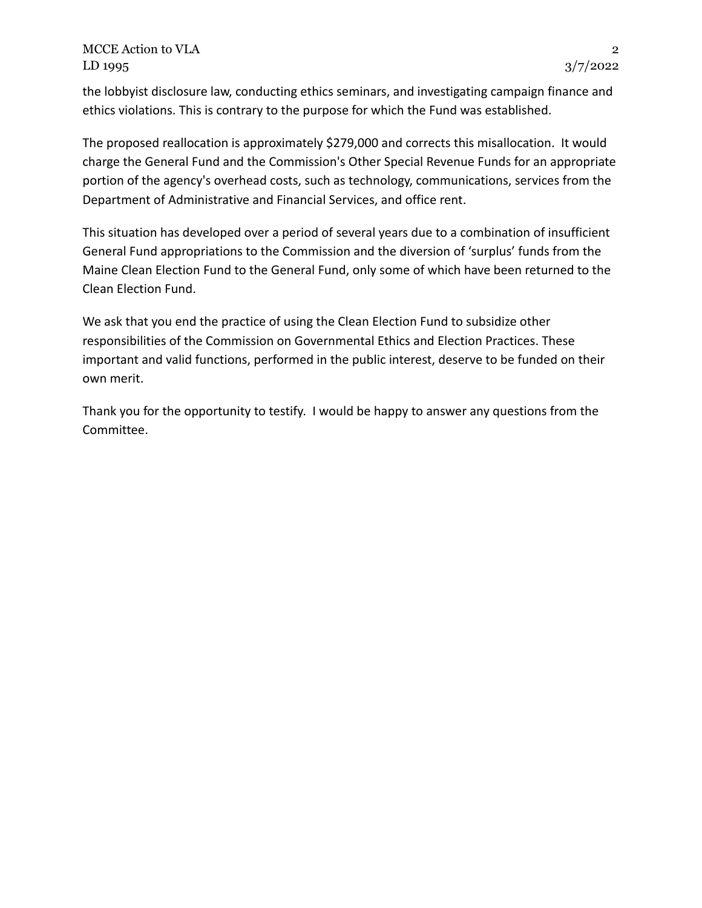the lobbyist disclosure law, conducting ethics seminars, and investigating campaign finance and ethics violations. This is contrary to the purpose for which the Fund was established.

The proposed reallocation is approximately $279,000 and corrects this misallocation. It would charge the General Fund and the Commission's Other Special Revenue Funds for an appropriate portion of the agency's overhead costs, such as technology, communications, services from the Department of Administrative and Financial Services, and office rent.

This situation has developed over a period of several years due to a combination of insufficient General Fund appropriations to the Commission and the diversion of 'surplus' funds from the Maine Clean Election Fund to the General Fund, only some of which have been returned to the Clean Election Fund.

We ask that you end the practice of using the Clean Election Fund to subsidize other responsibilities of the Commission on Governmental Ethics and Election Practices. These important and valid functions, performed in the public interest, deserve to be funded on their own merit.

Thank you for the opportunity to testify. I would be happy to answer any questions from the Committee.